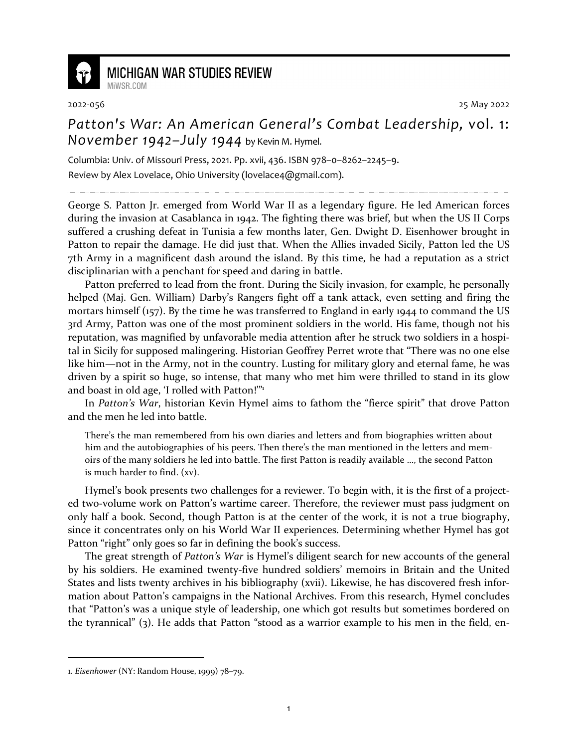MICHIGAN WAR STUDIES REVIEW
MiWSR.COM

2022-056 25 May 2022

# *Patton's War: An American General's Combat Leadership,* vol. 1: *November 1942–July 1944* by Kevin M. Hymel.

Columbia: Univ. of Missouri Press, 2021. Pp. xvii, 436. ISBN 978–0–8262–2245–9.
Review by Alex Lovelace, Ohio University (lovelace4@gmail.com).

George S. Patton Jr. emerged from World War II as a legendary figure. He led American forces during the invasion at Casablanca in 1942. The fighting there was brief, but when the US II Corps suffered a crushing defeat in Tunisia a few months later, Gen. Dwight D. Eisenhower brought in Patton to repair the damage. He did just that. When the Allies invaded Sicily, Patton led the US 7th Army in a magnificent dash around the island. By this time, he had a reputation as a strict disciplinarian with a penchant for speed and daring in battle.

Patton preferred to lead from the front. During the Sicily invasion, for example, he personally helped (Maj. Gen. William) Darby's Rangers fight off a tank attack, even setting and firing the mortars himself (157). By the time he was transferred to England in early 1944 to command the US 3rd Army, Patton was one of the most prominent soldiers in the world. His fame, though not his reputation, was magnified by unfavorable media attention after he struck two soldiers in a hospital in Sicily for supposed malingering. Historian Geoffrey Perret wrote that "There was no one else like him—not in the Army, not in the country. Lusting for military glory and eternal fame, he was driven by a spirit so huge, so intense, that many who met him were thrilled to stand in its glow and boast in old age, 'I rolled with Patton!'"[1]

In *Patton's War*, historian Kevin Hymel aims to fathom the "fierce spirit" that drove Patton and the men he led into battle.

> There's the man remembered from his own diaries and letters and from biographies written about him and the autobiographies of his peers. Then there's the man mentioned in the letters and memoirs of the many soldiers he led into battle. The first Patton is readily available …, the second Patton is much harder to find. (xv).

Hymel's book presents two challenges for a reviewer. To begin with, it is the first of a projected two-volume work on Patton's wartime career. Therefore, the reviewer must pass judgment on only half a book. Second, though Patton is at the center of the work, it is not a true biography, since it concentrates only on his World War II experiences. Determining whether Hymel has got Patton "right" only goes so far in defining the book's success.

The great strength of *Patton's War* is Hymel's diligent search for new accounts of the general by his soldiers. He examined twenty-five hundred soldiers' memoirs in Britain and the United States and lists twenty archives in his bibliography (xvii). Likewise, he has discovered fresh information about Patton's campaigns in the National Archives. From this research, Hymel concludes that "Patton's was a unique style of leadership, one which got results but sometimes bordered on the tyrannical" (3). He adds that Patton "stood as a warrior example to his men in the field, en-

---

1. *Eisenhower* (NY: Random House, 1999) 78–79.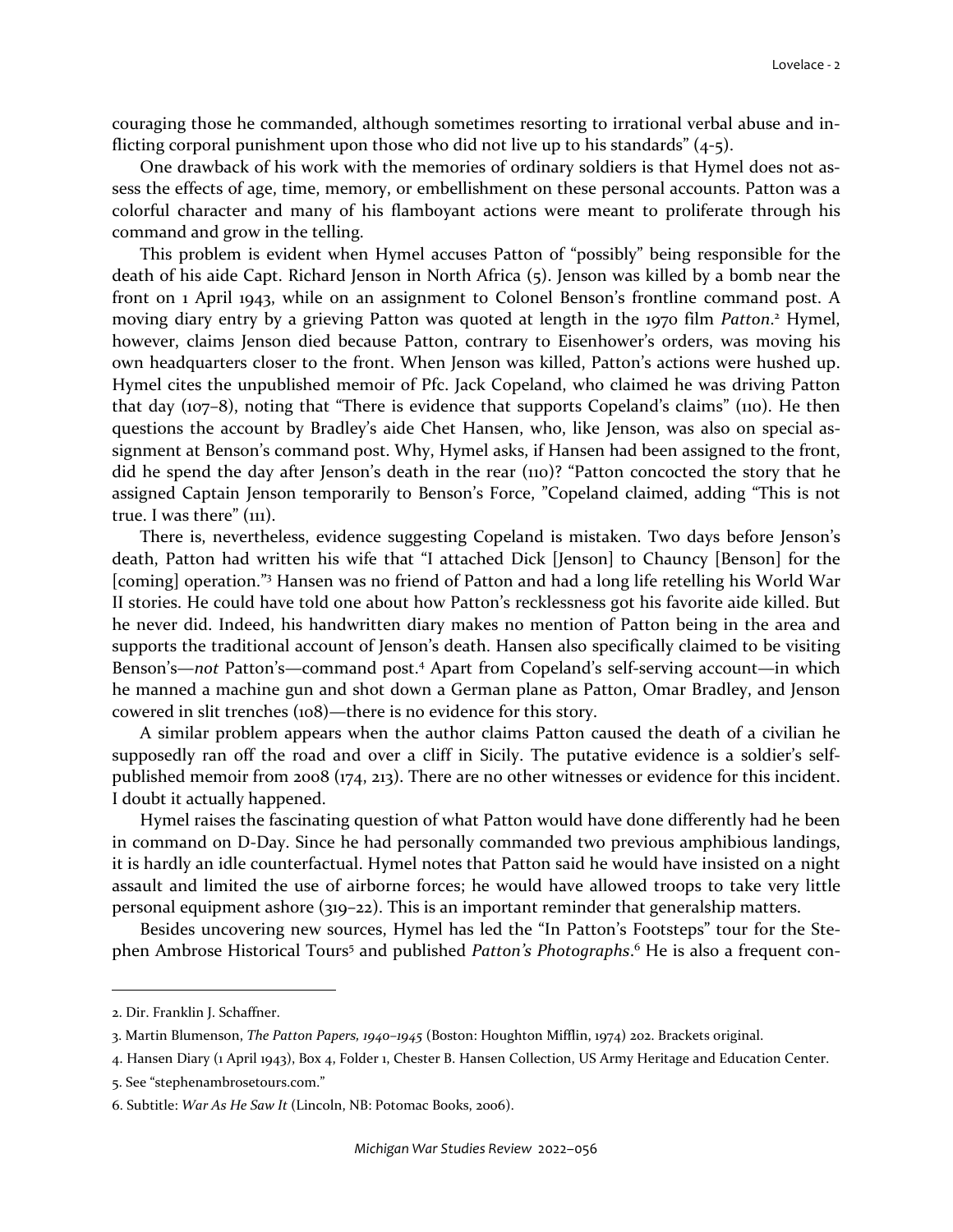couraging those he commanded, although sometimes resorting to irrational verbal abuse and inflicting corporal punishment upon those who did not live up to his standards" (4-5).

One drawback of his work with the memories of ordinary soldiers is that Hymel does not assess the effects of age, time, memory, or embellishment on these personal accounts. Patton was a colorful character and many of his flamboyant actions were meant to proliferate through his command and grow in the telling.

This problem is evident when Hymel accuses Patton of "possibly" being responsible for the death of his aide Capt. Richard Jenson in North Africa (5). Jenson was killed by a bomb near the front on 1 April 1943, while on an assignment to Colonel Benson's frontline command post. A moving diary entry by a grieving Patton was quoted at length in the 1970 film *Patton*.[2] Hymel, however, claims Jenson died because Patton, contrary to Eisenhower's orders, was moving his own headquarters closer to the front. When Jenson was killed, Patton's actions were hushed up. Hymel cites the unpublished memoir of Pfc. Jack Copeland, who claimed he was driving Patton that day (107–8), noting that "There is evidence that supports Copeland's claims" (110). He then questions the account by Bradley's aide Chet Hansen, who, like Jenson, was also on special assignment at Benson's command post. Why, Hymel asks, if Hansen had been assigned to the front, did he spend the day after Jenson's death in the rear (110)? "Patton concocted the story that he assigned Captain Jenson temporarily to Benson's Force, "Copeland claimed, adding "This is not true. I was there" (111).

There is, nevertheless, evidence suggesting Copeland is mistaken. Two days before Jenson's death, Patton had written his wife that "I attached Dick [Jenson] to Chauncy [Benson] for the [coming] operation."[3] Hansen was no friend of Patton and had a long life retelling his World War II stories. He could have told one about how Patton's recklessness got his favorite aide killed. But he never did. Indeed, his handwritten diary makes no mention of Patton being in the area and supports the traditional account of Jenson's death. Hansen also specifically claimed to be visiting Benson's—*not* Patton's—command post.[4] Apart from Copeland's self-serving account—in which he manned a machine gun and shot down a German plane as Patton, Omar Bradley, and Jenson cowered in slit trenches (108)—there is no evidence for this story.

A similar problem appears when the author claims Patton caused the death of a civilian he supposedly ran off the road and over a cliff in Sicily. The putative evidence is a soldier's self-published memoir from 2008 (174, 213). There are no other witnesses or evidence for this incident. I doubt it actually happened.

Hymel raises the fascinating question of what Patton would have done differently had he been in command on D-Day. Since he had personally commanded two previous amphibious landings, it is hardly an idle counterfactual. Hymel notes that Patton said he would have insisted on a night assault and limited the use of airborne forces; he would have allowed troops to take very little personal equipment ashore (319–22). This is an important reminder that generalship matters.

Besides uncovering new sources, Hymel has led the "In Patton's Footsteps" tour for the Stephen Ambrose Historical Tours[5] and published *Patton's Photographs*.[6] He is also a frequent con-

---

2. Dir. Franklin J. Schaffner.

3. Martin Blumenson, *The Patton Papers, 1940–1945* (Boston: Houghton Mifflin, 1974) 202. Brackets original.

4. Hansen Diary (1 April 1943), Box 4, Folder 1, Chester B. Hansen Collection, US Army Heritage and Education Center.

5. See "stephenambrosetours.com."

6. Subtitle: *War As He Saw It* (Lincoln, NB: Potomac Books, 2006).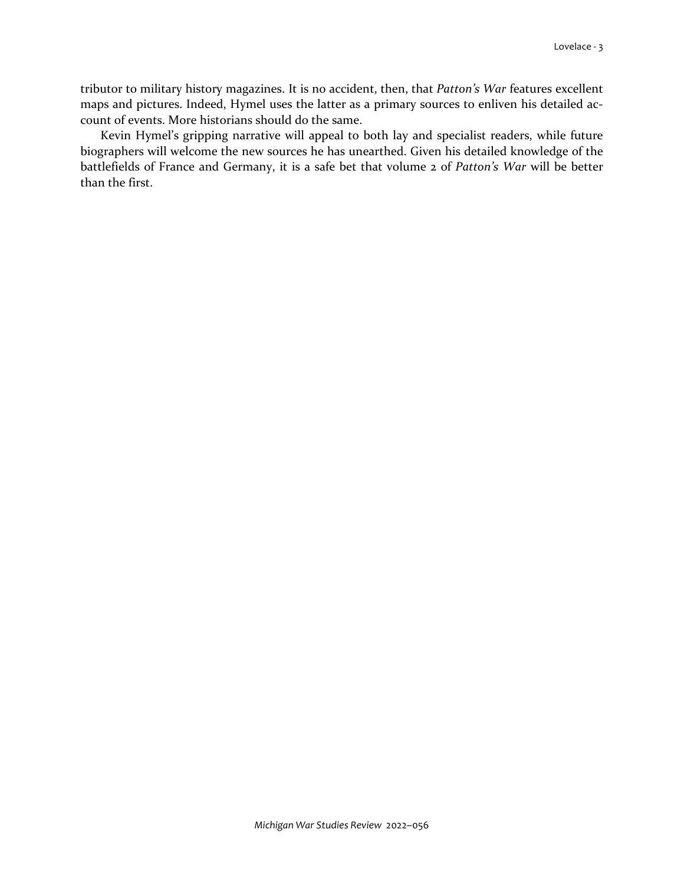tributor to military history magazines. It is no accident, then, that *Patton's War* features excellent maps and pictures. Indeed, Hymel uses the latter as a primary sources to enliven his detailed account of events. More historians should do the same.

Kevin Hymel's gripping narrative will appeal to both lay and specialist readers, while future biographers will welcome the new sources he has unearthed. Given his detailed knowledge of the battlefields of France and Germany, it is a safe bet that volume 2 of *Patton's War* will be better than the first.